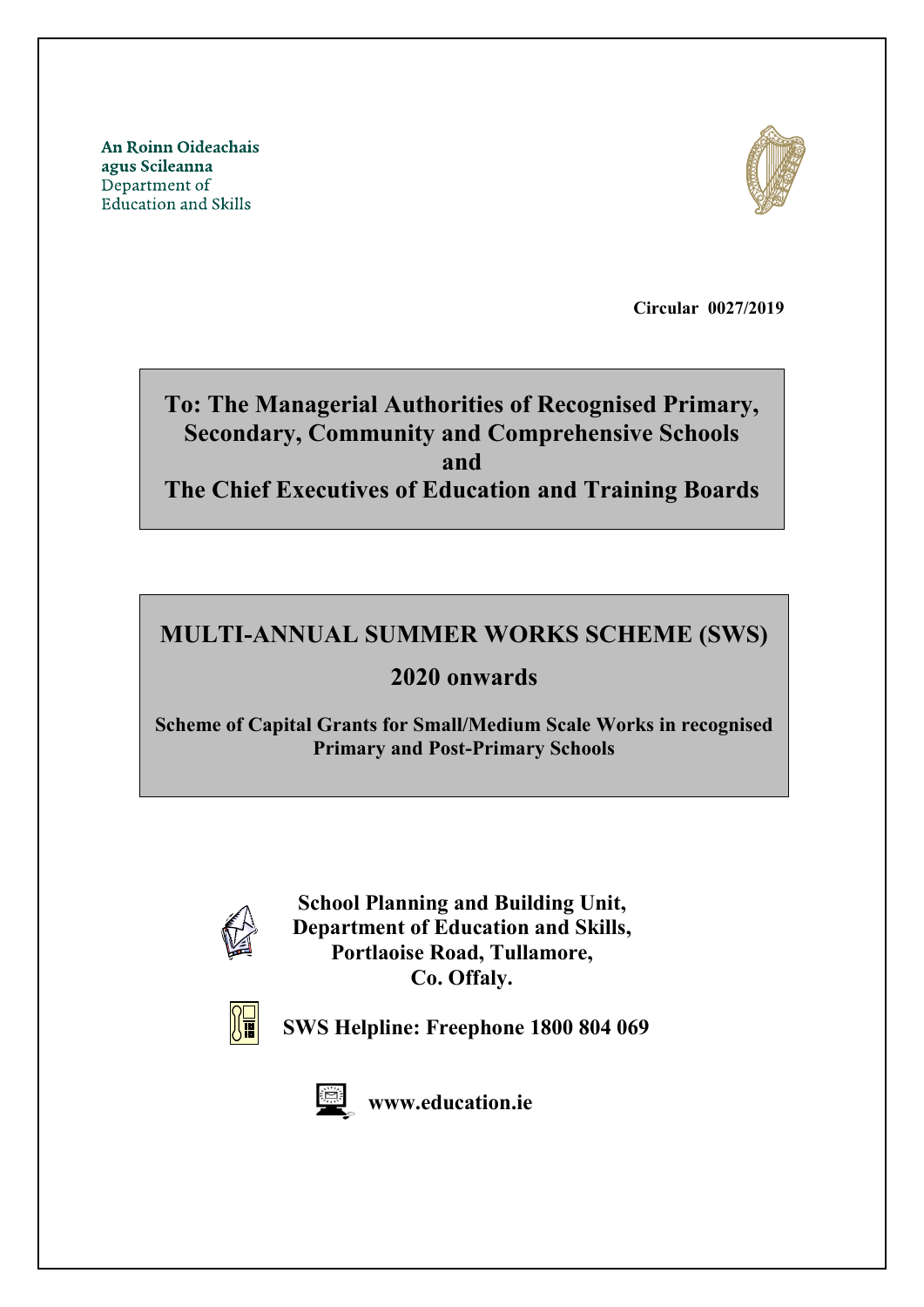An Roinn Oideachais
agus Scileanna
Department of
Education and Skills

**Circular 0027/2019**

**To: The Managerial Authorities of Recognised Primary, Secondary, Community and Comprehensive Schools**
**and**
**The Chief Executives of Education and Training Boards**

# MULTI-ANNUAL SUMMER WORKS SCHEME (SWS)

## 2020 onwards

**Scheme of Capital Grants for Small/Medium Scale Works in recognised Primary and Post-Primary Schools**

**School Planning and Building Unit,**
**Department of Education and Skills,**
**Portlaoise Road, Tullamore,**
**Co. Offaly.**

**SWS Helpline: Freephone 1800 804 069**

**www.education.ie**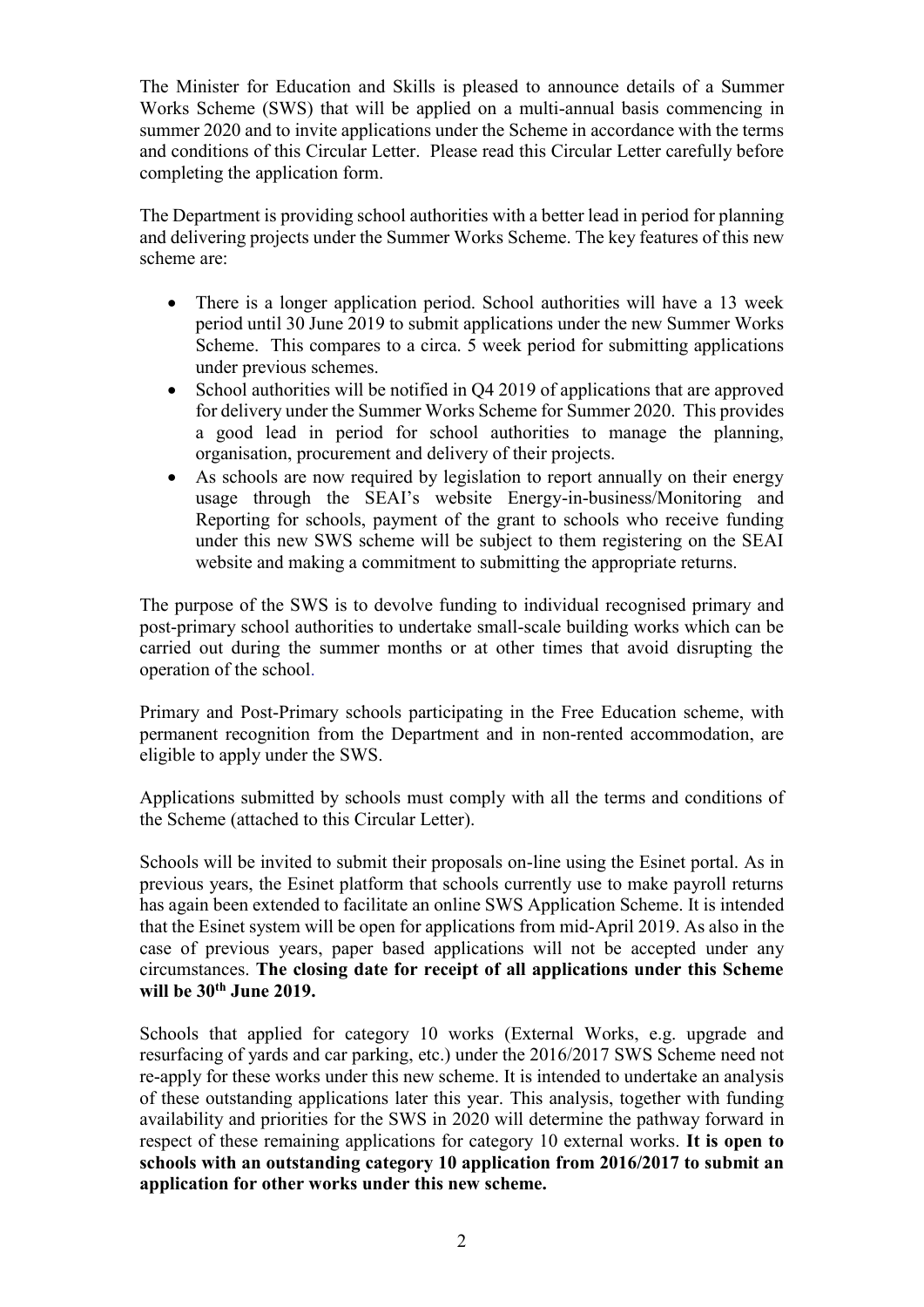The Minister for Education and Skills is pleased to announce details of a Summer Works Scheme (SWS) that will be applied on a multi-annual basis commencing in summer 2020 and to invite applications under the Scheme in accordance with the terms and conditions of this Circular Letter. Please read this Circular Letter carefully before completing the application form.

The Department is providing school authorities with a better lead in period for planning and delivering projects under the Summer Works Scheme. The key features of this new scheme are:

- There is a longer application period. School authorities will have a 13 week period until 30 June 2019 to submit applications under the new Summer Works Scheme. This compares to a circa. 5 week period for submitting applications under previous schemes.
- School authorities will be notified in Q4 2019 of applications that are approved for delivery under the Summer Works Scheme for Summer 2020. This provides a good lead in period for school authorities to manage the planning, organisation, procurement and delivery of their projects.
- As schools are now required by legislation to report annually on their energy usage through the SEAI's website Energy-in-business/Monitoring and Reporting for schools, payment of the grant to schools who receive funding under this new SWS scheme will be subject to them registering on the SEAI website and making a commitment to submitting the appropriate returns.

The purpose of the SWS is to devolve funding to individual recognised primary and post-primary school authorities to undertake small-scale building works which can be carried out during the summer months or at other times that avoid disrupting the operation of the school.

Primary and Post-Primary schools participating in the Free Education scheme, with permanent recognition from the Department and in non-rented accommodation, are eligible to apply under the SWS.

Applications submitted by schools must comply with all the terms and conditions of the Scheme (attached to this Circular Letter).

Schools will be invited to submit their proposals on-line using the Esinet portal. As in previous years, the Esinet platform that schools currently use to make payroll returns has again been extended to facilitate an online SWS Application Scheme. It is intended that the Esinet system will be open for applications from mid-April 2019. As also in the case of previous years, paper based applications will not be accepted under any circumstances. **The closing date for receipt of all applications under this Scheme will be 30th June 2019.**

Schools that applied for category 10 works (External Works, e.g. upgrade and resurfacing of yards and car parking, etc.) under the 2016/2017 SWS Scheme need not re-apply for these works under this new scheme. It is intended to undertake an analysis of these outstanding applications later this year. This analysis, together with funding availability and priorities for the SWS in 2020 will determine the pathway forward in respect of these remaining applications for category 10 external works. **It is open to schools with an outstanding category 10 application from 2016/2017 to submit an application for other works under this new scheme.**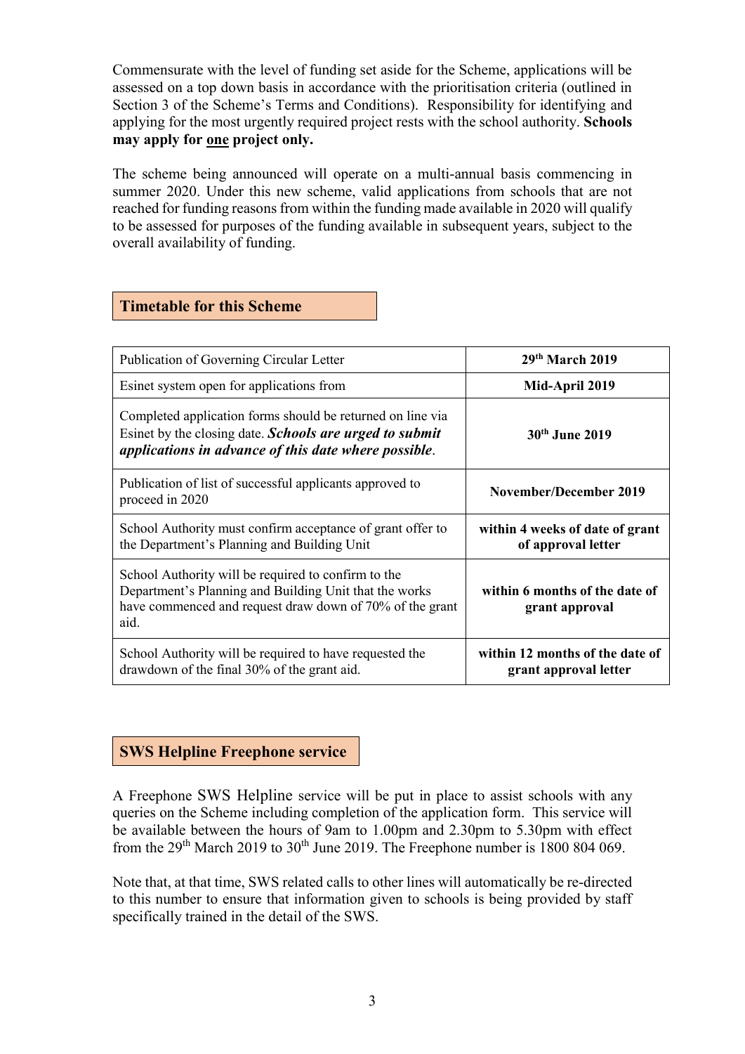Commensurate with the level of funding set aside for the Scheme, applications will be assessed on a top down basis in accordance with the prioritisation criteria (outlined in Section 3 of the Scheme's Terms and Conditions). Responsibility for identifying and applying for the most urgently required project rests with the school authority. **Schools may apply for <u>one</u> project only.**

The scheme being announced will operate on a multi-annual basis commencing in summer 2020. Under this new scheme, valid applications from schools that are not reached for funding reasons from within the funding made available in 2020 will qualify to be assessed for purposes of the funding available in subsequent years, subject to the overall availability of funding.

## Timetable for this Scheme

| | |
|---|---|
| Publication of Governing Circular Letter | **29th March 2019** |
| Esinet system open for applications from | **Mid-April 2019** |
| Completed application forms should be returned on line via Esinet by the closing date. ***Schools are urged to submit applications in advance of this date where possible***. | **30th June 2019** |
| Publication of list of successful applicants approved to proceed in 2020 | **November/December 2019** |
| School Authority must confirm acceptance of grant offer to the Department's Planning and Building Unit | **within 4 weeks of date of grant of approval letter** |
| School Authority will be required to confirm to the Department's Planning and Building Unit that the works have commenced and request draw down of 70% of the grant aid. | **within 6 months of the date of grant approval** |
| School Authority will be required to have requested the drawdown of the final 30% of the grant aid. | **within 12 months of the date of grant approval letter** |

## SWS Helpline Freephone service

A Freephone SWS Helpline service will be put in place to assist schools with any queries on the Scheme including completion of the application form. This service will be available between the hours of 9am to 1.00pm and 2.30pm to 5.30pm with effect from the 29th March 2019 to 30th June 2019. The Freephone number is 1800 804 069.

Note that, at that time, SWS related calls to other lines will automatically be re-directed to this number to ensure that information given to schools is being provided by staff specifically trained in the detail of the SWS.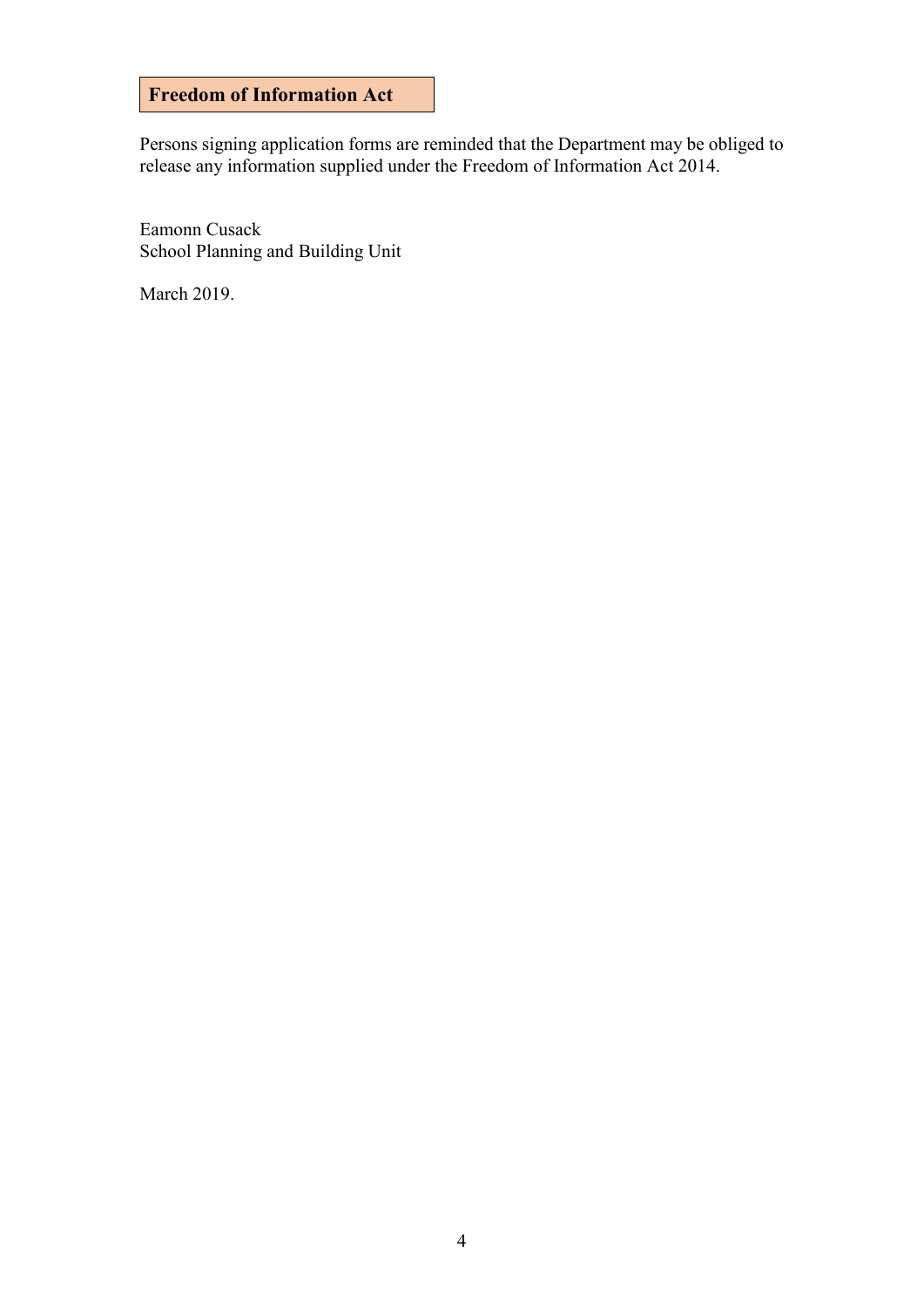## Freedom of Information Act

Persons signing application forms are reminded that the Department may be obliged to release any information supplied under the Freedom of Information Act 2014.

Eamonn Cusack
School Planning and Building Unit

March 2019.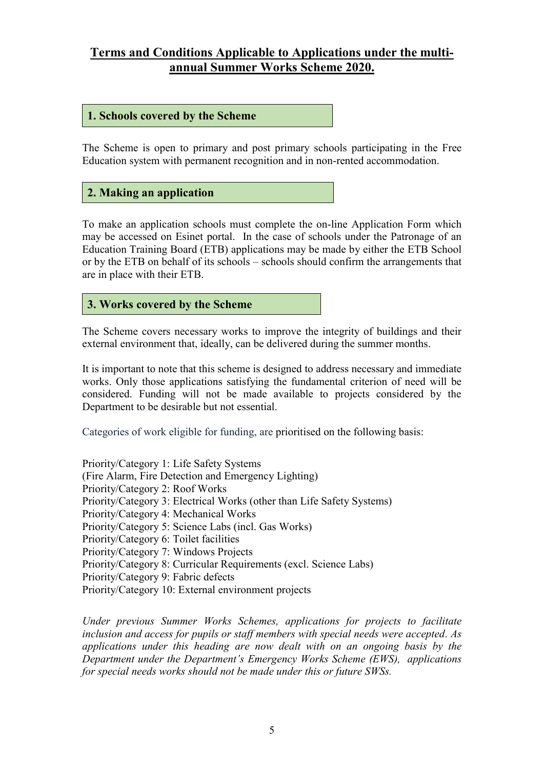# Terms and Conditions Applicable to Applications under the multi-annual Summer Works Scheme 2020.

## 1. Schools covered by the Scheme

The Scheme is open to primary and post primary schools participating in the Free Education system with permanent recognition and in non-rented accommodation.

## 2. Making an application

To make an application schools must complete the on-line Application Form which may be accessed on Esinet portal. In the case of schools under the Patronage of an Education Training Board (ETB) applications may be made by either the ETB School or by the ETB on behalf of its schools – schools should confirm the arrangements that are in place with their ETB.

## 3. Works covered by the Scheme

The Scheme covers necessary works to improve the integrity of buildings and their external environment that, ideally, can be delivered during the summer months.

It is important to note that this scheme is designed to address necessary and immediate works. Only those applications satisfying the fundamental criterion of need will be considered. Funding will not be made available to projects considered by the Department to be desirable but not essential.

Categories of work eligible for funding, are prioritised on the following basis:

Priority/Category 1: Life Safety Systems
(Fire Alarm, Fire Detection and Emergency Lighting)
Priority/Category 2: Roof Works
Priority/Category 3: Electrical Works (other than Life Safety Systems)
Priority/Category 4: Mechanical Works
Priority/Category 5: Science Labs (incl. Gas Works)
Priority/Category 6: Toilet facilities
Priority/Category 7: Windows Projects
Priority/Category 8: Curricular Requirements (excl. Science Labs)
Priority/Category 9: Fabric defects
Priority/Category 10: External environment projects

*Under previous Summer Works Schemes, applications for projects to facilitate inclusion and access for pupils or staff members with special needs were accepted. As applications under this heading are now dealt with on an ongoing basis by the Department under the Department's Emergency Works Scheme (EWS), applications for special needs works should not be made under this or future SWSs.*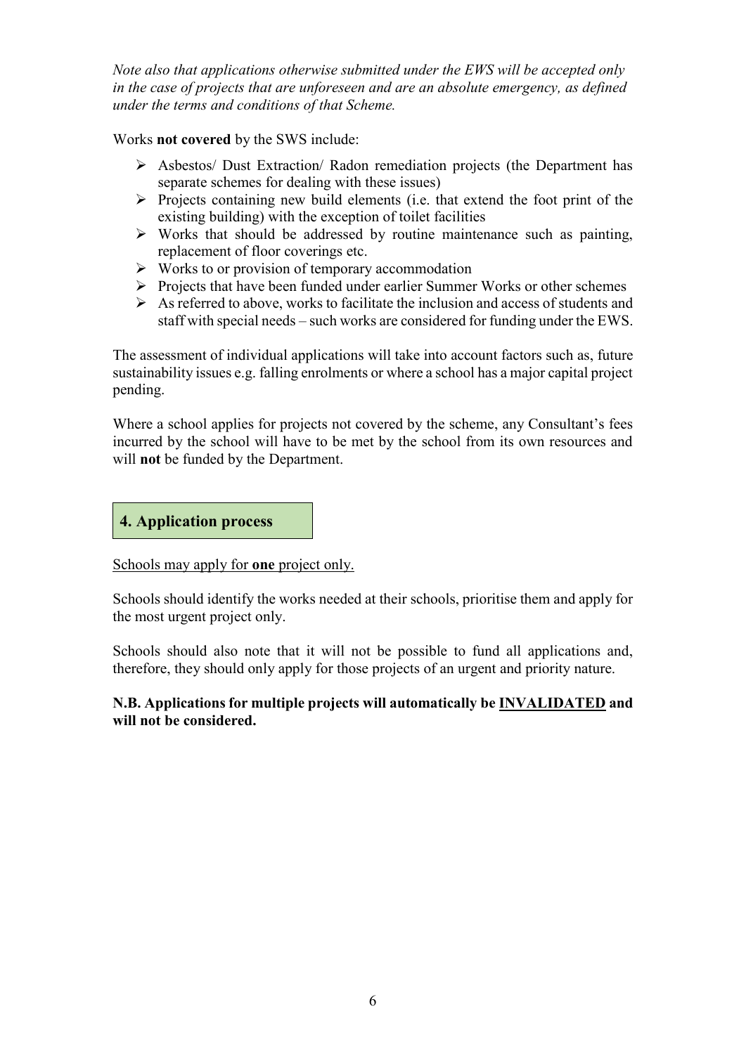*Note also that applications otherwise submitted under the EWS will be accepted only in the case of projects that are unforeseen and are an absolute emergency, as defined under the terms and conditions of that Scheme.*

Works **not covered** by the SWS include:

- Asbestos/ Dust Extraction/ Radon remediation projects (the Department has separate schemes for dealing with these issues)
- Projects containing new build elements (i.e. that extend the foot print of the existing building) with the exception of toilet facilities
- Works that should be addressed by routine maintenance such as painting, replacement of floor coverings etc.
- Works to or provision of temporary accommodation
- Projects that have been funded under earlier Summer Works or other schemes
- As referred to above, works to facilitate the inclusion and access of students and staff with special needs – such works are considered for funding under the EWS.

The assessment of individual applications will take into account factors such as, future sustainability issues e.g. falling enrolments or where a school has a major capital project pending.

Where a school applies for projects not covered by the scheme, any Consultant's fees incurred by the school will have to be met by the school from its own resources and will **not** be funded by the Department.

## 4. Application process

<u>Schools may apply for **one** project only.</u>

Schools should identify the works needed at their schools, prioritise them and apply for the most urgent project only.

Schools should also note that it will not be possible to fund all applications and, therefore, they should only apply for those projects of an urgent and priority nature.

**N.B. Applications for multiple projects will automatically be <u>INVALIDATED</u> and will not be considered.**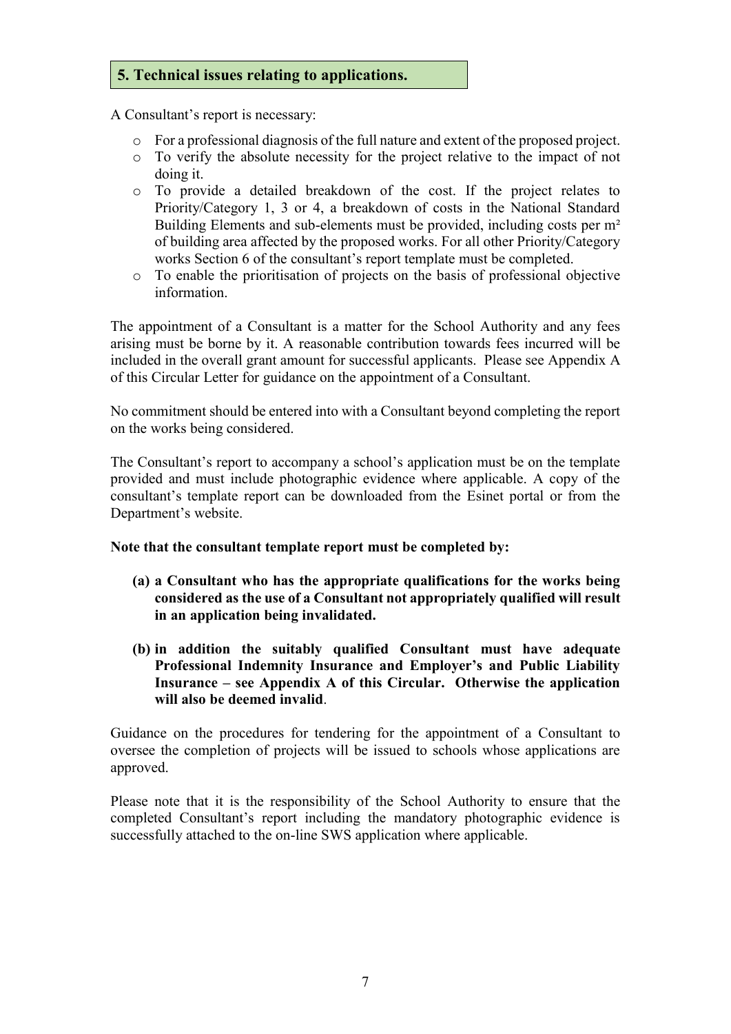## 5. Technical issues relating to applications.

A Consultant's report is necessary:

- For a professional diagnosis of the full nature and extent of the proposed project.
- To verify the absolute necessity for the project relative to the impact of not doing it.
- To provide a detailed breakdown of the cost. If the project relates to Priority/Category 1, 3 or 4, a breakdown of costs in the National Standard Building Elements and sub-elements must be provided, including costs per $m^2$ of building area affected by the proposed works. For all other Priority/Category works Section 6 of the consultant's report template must be completed.
- To enable the prioritisation of projects on the basis of professional objective information.

The appointment of a Consultant is a matter for the School Authority and any fees arising must be borne by it. A reasonable contribution towards fees incurred will be included in the overall grant amount for successful applicants. Please see Appendix A of this Circular Letter for guidance on the appointment of a Consultant.

No commitment should be entered into with a Consultant beyond completing the report on the works being considered.

The Consultant's report to accompany a school's application must be on the template provided and must include photographic evidence where applicable. A copy of the consultant's template report can be downloaded from the Esinet portal or from the Department's website.

**Note that the consultant template report must be completed by:**

**(a) a Consultant who has the appropriate qualifications for the works being considered as the use of a Consultant not appropriately qualified will result in an application being invalidated.**

**(b) in addition the suitably qualified Consultant must have adequate Professional Indemnity Insurance and Employer's and Public Liability Insurance – see Appendix A of this Circular. Otherwise the application will also be deemed invalid**.

Guidance on the procedures for tendering for the appointment of a Consultant to oversee the completion of projects will be issued to schools whose applications are approved.

Please note that it is the responsibility of the School Authority to ensure that the completed Consultant's report including the mandatory photographic evidence is successfully attached to the on-line SWS application where applicable.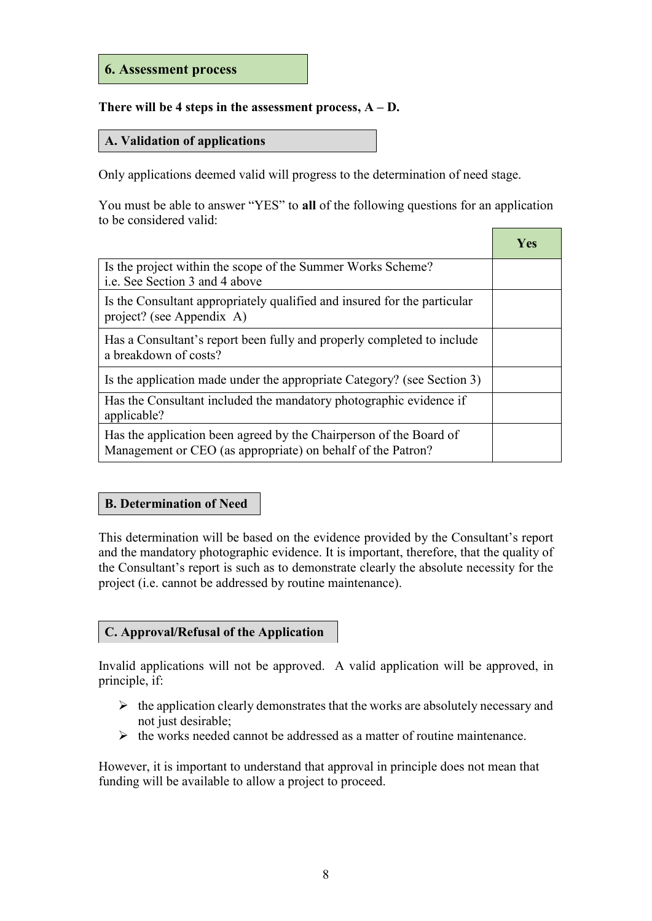## 6. Assessment process

**There will be 4 steps in the assessment process, A – D.**

### A. Validation of applications

Only applications deemed valid will progress to the determination of need stage.

You must be able to answer "YES" to **all** of the following questions for an application to be considered valid:

| | Yes |
|---|---|
| Is the project within the scope of the Summer Works Scheme? i.e. See Section 3 and 4 above | |
| Is the Consultant appropriately qualified and insured for the particular project? (see Appendix A) | |
| Has a Consultant's report been fully and properly completed to include a breakdown of costs? | |
| Is the application made under the appropriate Category? (see Section 3) | |
| Has the Consultant included the mandatory photographic evidence if applicable? | |
| Has the application been agreed by the Chairperson of the Board of Management or CEO (as appropriate) on behalf of the Patron? | |

### B. Determination of Need

This determination will be based on the evidence provided by the Consultant's report and the mandatory photographic evidence. It is important, therefore, that the quality of the Consultant's report is such as to demonstrate clearly the absolute necessity for the project (i.e. cannot be addressed by routine maintenance).

### C. Approval/Refusal of the Application

Invalid applications will not be approved. A valid application will be approved, in principle, if:

- the application clearly demonstrates that the works are absolutely necessary and not just desirable;
- the works needed cannot be addressed as a matter of routine maintenance.

However, it is important to understand that approval in principle does not mean that funding will be available to allow a project to proceed.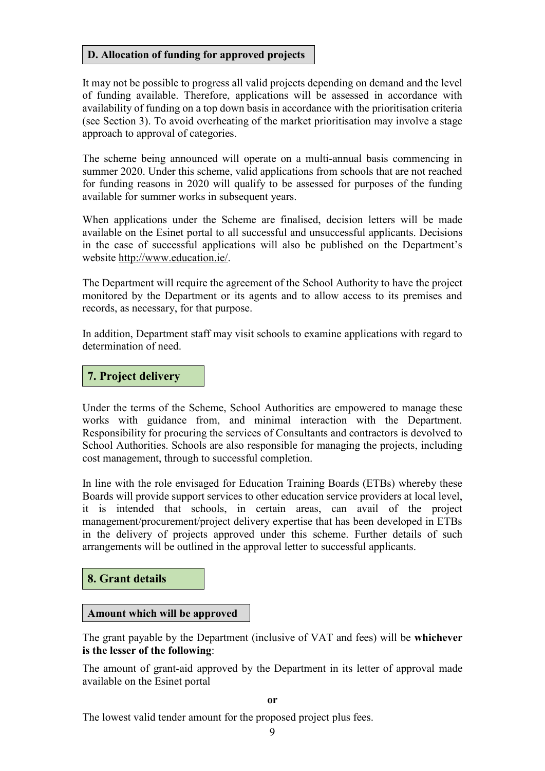### D. Allocation of funding for approved projects

It may not be possible to progress all valid projects depending on demand and the level of funding available. Therefore, applications will be assessed in accordance with availability of funding on a top down basis in accordance with the prioritisation criteria (see Section 3). To avoid overheating of the market prioritisation may involve a stage approach to approval of categories.

The scheme being announced will operate on a multi-annual basis commencing in summer 2020. Under this scheme, valid applications from schools that are not reached for funding reasons in 2020 will qualify to be assessed for purposes of the funding available for summer works in subsequent years.

When applications under the Scheme are finalised, decision letters will be made available on the Esinet portal to all successful and unsuccessful applicants. Decisions in the case of successful applications will also be published on the Department's website http://www.education.ie/.

The Department will require the agreement of the School Authority to have the project monitored by the Department or its agents and to allow access to its premises and records, as necessary, for that purpose.

In addition, Department staff may visit schools to examine applications with regard to determination of need.

## 7. Project delivery

Under the terms of the Scheme, School Authorities are empowered to manage these works with guidance from, and minimal interaction with the Department. Responsibility for procuring the services of Consultants and contractors is devolved to School Authorities. Schools are also responsible for managing the projects, including cost management, through to successful completion.

In line with the role envisaged for Education Training Boards (ETBs) whereby these Boards will provide support services to other education service providers at local level, it is intended that schools, in certain areas, can avail of the project management/procurement/project delivery expertise that has been developed in ETBs in the delivery of projects approved under this scheme. Further details of such arrangements will be outlined in the approval letter to successful applicants.

## 8. Grant details

### Amount which will be approved

The grant payable by the Department (inclusive of VAT and fees) will be **whichever is the lesser of the following**:

The amount of grant-aid approved by the Department in its letter of approval made available on the Esinet portal

**or**

The lowest valid tender amount for the proposed project plus fees.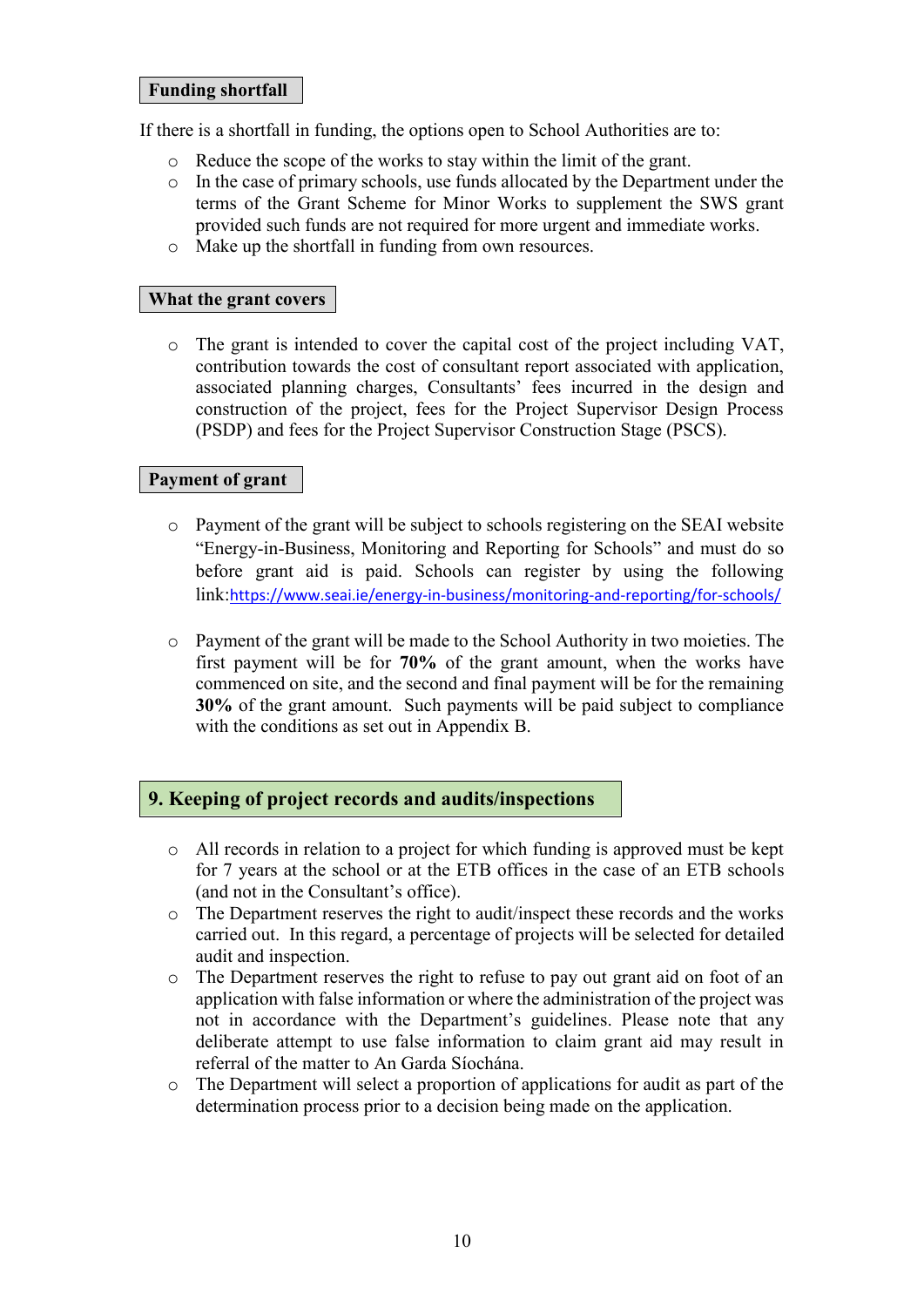### Funding shortfall

If there is a shortfall in funding, the options open to School Authorities are to:

- Reduce the scope of the works to stay within the limit of the grant.
- In the case of primary schools, use funds allocated by the Department under the terms of the Grant Scheme for Minor Works to supplement the SWS grant provided such funds are not required for more urgent and immediate works.
- Make up the shortfall in funding from own resources.

### What the grant covers

- The grant is intended to cover the capital cost of the project including VAT, contribution towards the cost of consultant report associated with application, associated planning charges, Consultants' fees incurred in the design and construction of the project, fees for the Project Supervisor Design Process (PSDP) and fees for the Project Supervisor Construction Stage (PSCS).

### Payment of grant

- Payment of the grant will be subject to schools registering on the SEAI website "Energy-in-Business, Monitoring and Reporting for Schools" and must do so before grant aid is paid. Schools can register by using the following link:https://www.seai.ie/energy-in-business/monitoring-and-reporting/for-schools/

- Payment of the grant will be made to the School Authority in two moieties. The first payment will be for **70%** of the grant amount, when the works have commenced on site, and the second and final payment will be for the remaining **30%** of the grant amount. Such payments will be paid subject to compliance with the conditions as set out in Appendix B.

## 9. Keeping of project records and audits/inspections

- All records in relation to a project for which funding is approved must be kept for 7 years at the school or at the ETB offices in the case of an ETB schools (and not in the Consultant's office).
- The Department reserves the right to audit/inspect these records and the works carried out. In this regard, a percentage of projects will be selected for detailed audit and inspection.
- The Department reserves the right to refuse to pay out grant aid on foot of an application with false information or where the administration of the project was not in accordance with the Department's guidelines. Please note that any deliberate attempt to use false information to claim grant aid may result in referral of the matter to An Garda Síochána.
- The Department will select a proportion of applications for audit as part of the determination process prior to a decision being made on the application.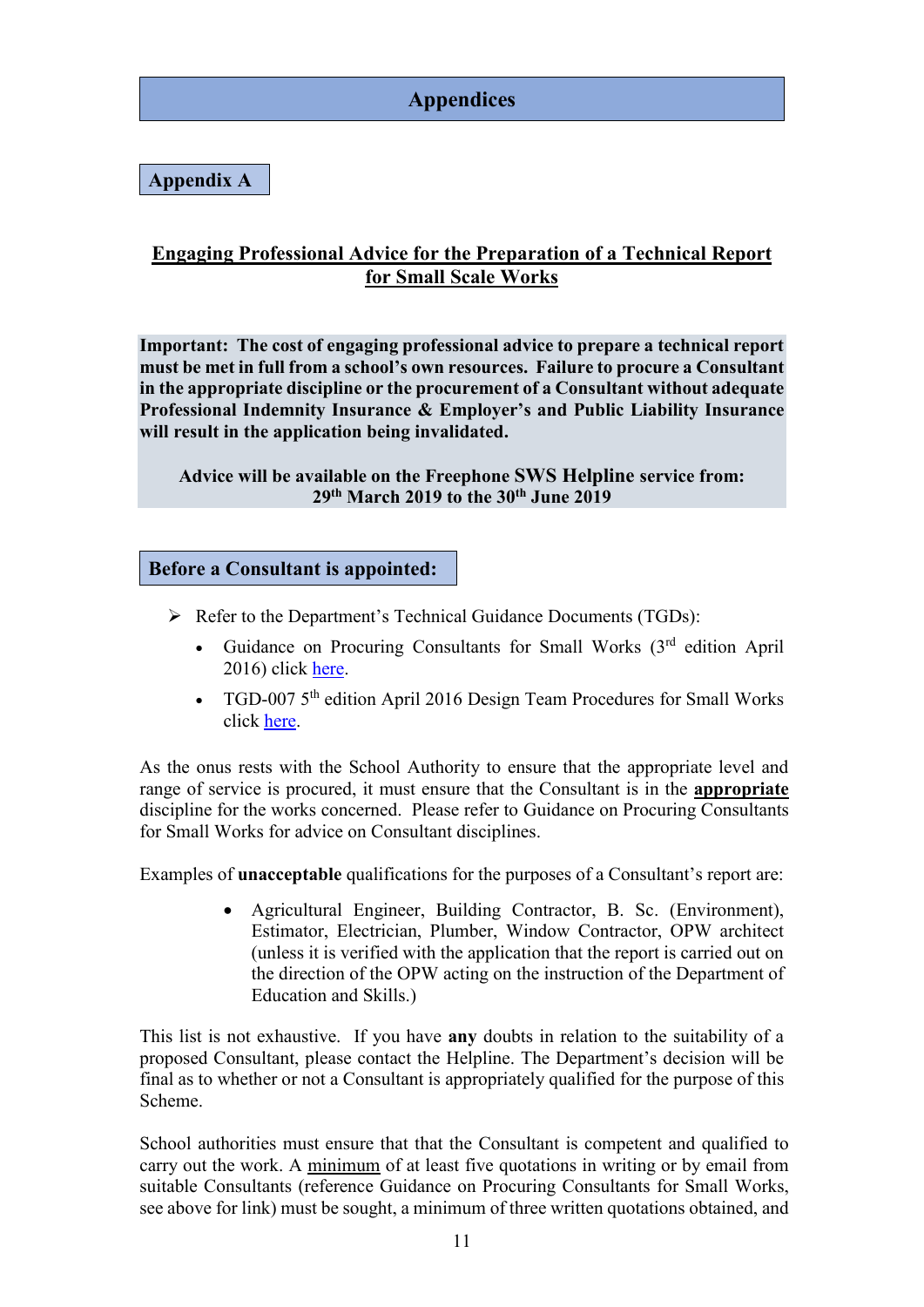# Appendices

## Appendix A

### Engaging Professional Advice for the Preparation of a Technical Report for Small Scale Works

**Important: The cost of engaging professional advice to prepare a technical report must be met in full from a school's own resources. Failure to procure a Consultant in the appropriate discipline or the procurement of a Consultant without adequate Professional Indemnity Insurance & Employer's and Public Liability Insurance will result in the application being invalidated.**

**Advice will be available on the Freephone SWS Helpline service from: 29th March 2019 to the 30th June 2019**

### Before a Consultant is appointed:

- Refer to the Department's Technical Guidance Documents (TGDs):
  - Guidance on Procuring Consultants for Small Works (3rd edition April 2016) click here.
  - TGD-007 5th edition April 2016 Design Team Procedures for Small Works click here.

As the onus rests with the School Authority to ensure that the appropriate level and range of service is procured, it must ensure that the Consultant is in the **appropriate** discipline for the works concerned. Please refer to Guidance on Procuring Consultants for Small Works for advice on Consultant disciplines.

Examples of **unacceptable** qualifications for the purposes of a Consultant's report are:

- Agricultural Engineer, Building Contractor, B. Sc. (Environment), Estimator, Electrician, Plumber, Window Contractor, OPW architect (unless it is verified with the application that the report is carried out on the direction of the OPW acting on the instruction of the Department of Education and Skills.)

This list is not exhaustive. If you have **any** doubts in relation to the suitability of a proposed Consultant, please contact the Helpline. The Department's decision will be final as to whether or not a Consultant is appropriately qualified for the purpose of this Scheme.

School authorities must ensure that that the Consultant is competent and qualified to carry out the work. A minimum of at least five quotations in writing or by email from suitable Consultants (reference Guidance on Procuring Consultants for Small Works, see above for link) must be sought, a minimum of three written quotations obtained, and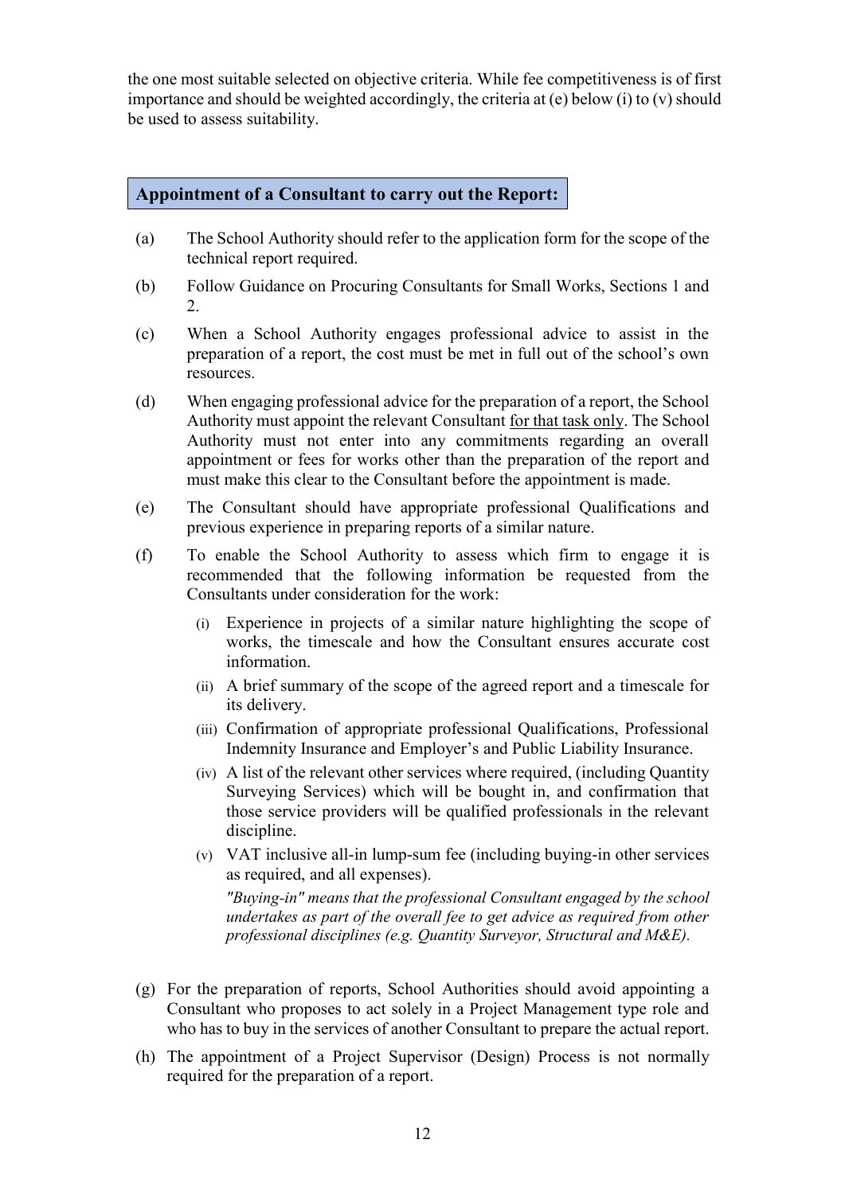the one most suitable selected on objective criteria. While fee competitiveness is of first importance and should be weighted accordingly, the criteria at (e) below (i) to (v) should be used to assess suitability.

## Appointment of a Consultant to carry out the Report:

(a) The School Authority should refer to the application form for the scope of the technical report required.

(b) Follow Guidance on Procuring Consultants for Small Works, Sections 1 and 2.

(c) When a School Authority engages professional advice to assist in the preparation of a report, the cost must be met in full out of the school's own resources.

(d) When engaging professional advice for the preparation of a report, the School Authority must appoint the relevant Consultant <u>for that task only</u>. The School Authority must not enter into any commitments regarding an overall appointment or fees for works other than the preparation of the report and must make this clear to the Consultant before the appointment is made.

(e) The Consultant should have appropriate professional Qualifications and previous experience in preparing reports of a similar nature.

(f) To enable the School Authority to assess which firm to engage it is recommended that the following information be requested from the Consultants under consideration for the work:

   (i) Experience in projects of a similar nature highlighting the scope of works, the timescale and how the Consultant ensures accurate cost information.

   (ii) A brief summary of the scope of the agreed report and a timescale for its delivery.

   (iii) Confirmation of appropriate professional Qualifications, Professional Indemnity Insurance and Employer's and Public Liability Insurance.

   (iv) A list of the relevant other services where required, (including Quantity Surveying Services) which will be bought in, and confirmation that those service providers will be qualified professionals in the relevant discipline.

   (v) VAT inclusive all-in lump-sum fee (including buying-in other services as required, and all expenses).

   *"Buying-in" means that the professional Consultant engaged by the school undertakes as part of the overall fee to get advice as required from other professional disciplines (e.g. Quantity Surveyor, Structural and M&E).*

(g) For the preparation of reports, School Authorities should avoid appointing a Consultant who proposes to act solely in a Project Management type role and who has to buy in the services of another Consultant to prepare the actual report.

(h) The appointment of a Project Supervisor (Design) Process is not normally required for the preparation of a report.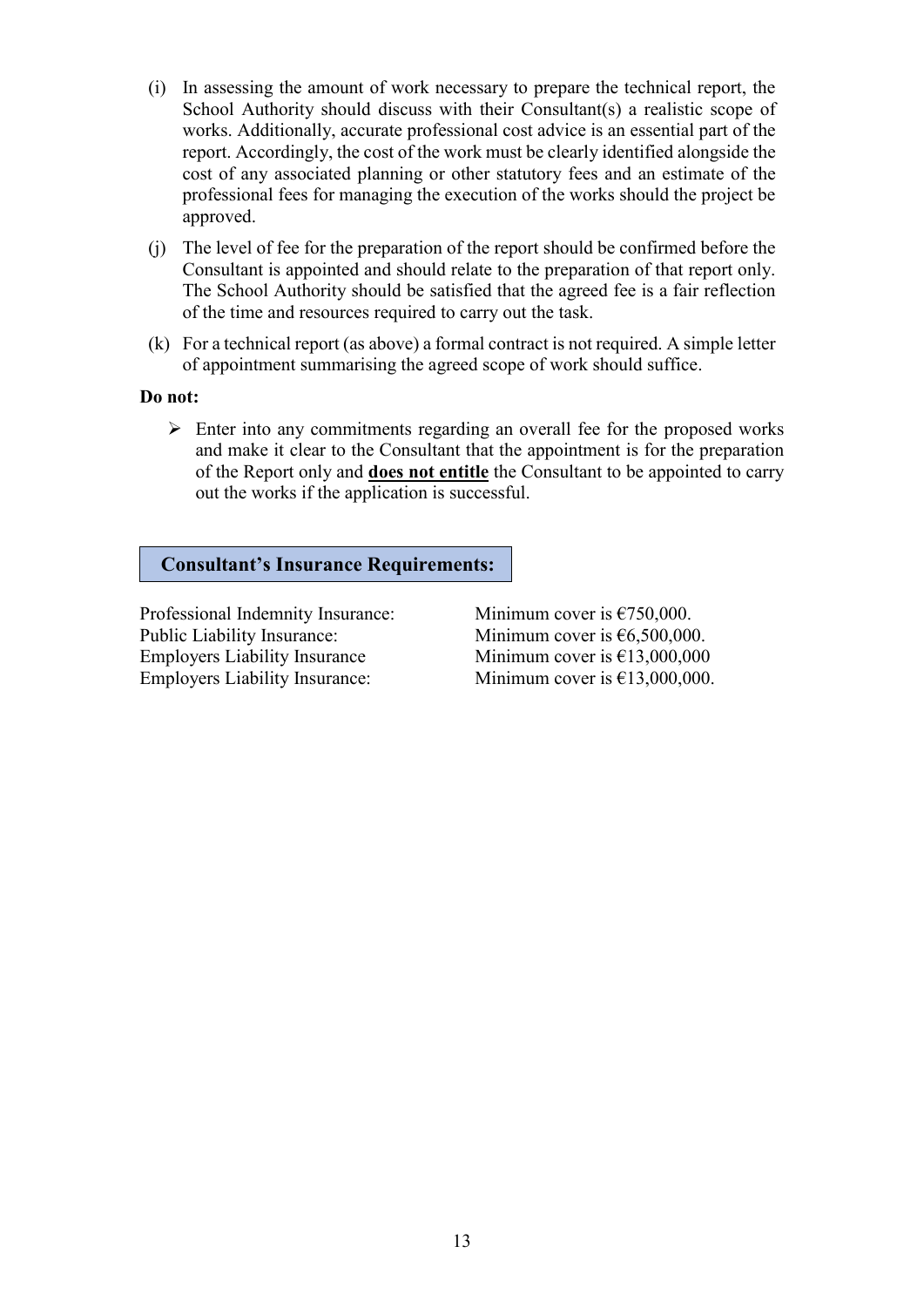(i) In assessing the amount of work necessary to prepare the technical report, the School Authority should discuss with their Consultant(s) a realistic scope of works. Additionally, accurate professional cost advice is an essential part of the report. Accordingly, the cost of the work must be clearly identified alongside the cost of any associated planning or other statutory fees and an estimate of the professional fees for managing the execution of the works should the project be approved.

(j) The level of fee for the preparation of the report should be confirmed before the Consultant is appointed and should relate to the preparation of that report only. The School Authority should be satisfied that the agreed fee is a fair reflection of the time and resources required to carry out the task.

(k) For a technical report (as above) a formal contract is not required. A simple letter of appointment summarising the agreed scope of work should suffice.

**Do not:**

- Enter into any commitments regarding an overall fee for the proposed works and make it clear to the Consultant that the appointment is for the preparation of the Report only and **does not entitle** the Consultant to be appointed to carry out the works if the application is successful.

### Consultant's Insurance Requirements:

| | |
|---|---|
| Professional Indemnity Insurance: | Minimum cover is €750,000. |
| Public Liability Insurance: | Minimum cover is €6,500,000. |
| Employers Liability Insurance | Minimum cover is €13,000,000 |
| Employers Liability Insurance: | Minimum cover is €13,000,000. |